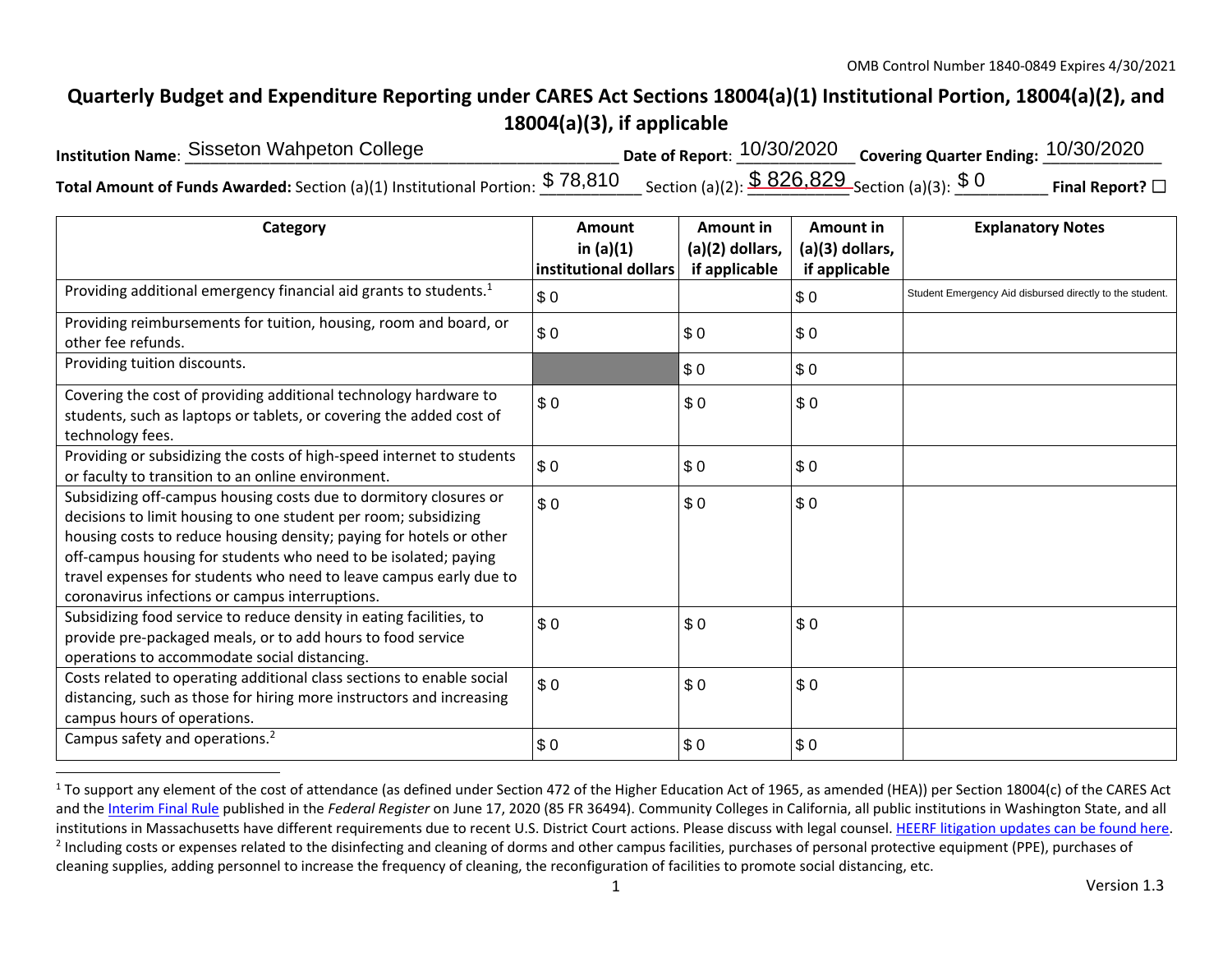OMB Control Number 1840-0849 Expires 4/30/2021

# Quarterly Budget and Expenditure Reporting under CARES Act Sections 18004(a)(1) Institutional Portion, 18004(a)(2), and 18004(a)(3), if applicable

**Institution Name**: Sisseton Wahpeton College **Date of Report**: 10/30/2020 **Covering Quarter Ending:** 10/30/2020

**Total Amount of Funds Awarded:** Section (a)(1) Institutional Portion: $ 78,810 Section (a)(2): $ 826,829 Section (a)(3): $ 0 **Final Report?** ☐

| Category | Amount in (a)(1) institutional dollars | Amount in (a)(2) dollars, if applicable | Amount in (a)(3) dollars, if applicable | Explanatory Notes |
|---|---|---|---|---|
| Providing additional emergency financial aid grants to students.[1] | $ 0 | | $ 0 | Student Emergency Aid disbursed directly to the student. |
| Providing reimbursements for tuition, housing, room and board, or other fee refunds. | $ 0 | $ 0 | $ 0 | |
| Providing tuition discounts. | | $ 0 | $ 0 | |
| Covering the cost of providing additional technology hardware to students, such as laptops or tablets, or covering the added cost of technology fees. | $ 0 | $ 0 | $ 0 | |
| Providing or subsidizing the costs of high-speed internet to students or faculty to transition to an online environment. | $ 0 | $ 0 | $ 0 | |
| Subsidizing off-campus housing costs due to dormitory closures or decisions to limit housing to one student per room; subsidizing housing costs to reduce housing density; paying for hotels or other off-campus housing for students who need to be isolated; paying travel expenses for students who need to leave campus early due to coronavirus infections or campus interruptions. | $ 0 | $ 0 | $ 0 | |
| Subsidizing food service to reduce density in eating facilities, to provide pre-packaged meals, or to add hours to food service operations to accommodate social distancing. | $ 0 | $ 0 | $ 0 | |
| Costs related to operating additional class sections to enable social distancing, such as those for hiring more instructors and increasing campus hours of operations. | $ 0 | $ 0 | $ 0 | |
| Campus safety and operations.[2] | $ 0 | $ 0 | $ 0 | |

[1] To support any element of the cost of attendance (as defined under Section 472 of the Higher Education Act of 1965, as amended (HEA)) per Section 18004(c) of the CARES Act and the Interim Final Rule published in the *Federal Register* on June 17, 2020 (85 FR 36494). Community Colleges in California, all public institutions in Washington State, and all institutions in Massachusetts have different requirements due to recent U.S. District Court actions. Please discuss with legal counsel. HEERF litigation updates can be found here.

[2] Including costs or expenses related to the disinfecting and cleaning of dorms and other campus facilities, purchases of personal protective equipment (PPE), purchases of cleaning supplies, adding personnel to increase the frequency of cleaning, the reconfiguration of facilities to promote social distancing, etc.

Version 1.3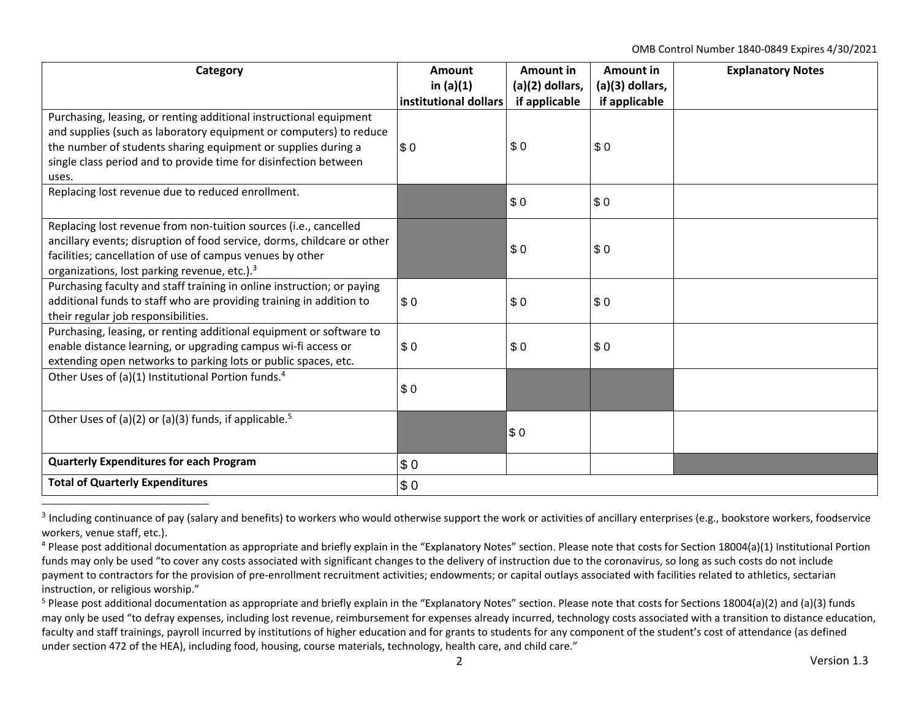| Category | Amount in (a)(1) institutional dollars | Amount in (a)(2) dollars, if applicable | Amount in (a)(3) dollars, if applicable | Explanatory Notes |
|---|---|---|---|---|
| Purchasing, leasing, or renting additional instructional equipment and supplies (such as laboratory equipment or computers) to reduce the number of students sharing equipment or supplies during a single class period and to provide time for disinfection between uses. | $ 0 | $ 0 | $ 0 | |
| Replacing lost revenue due to reduced enrollment. | | $ 0 | $ 0 | |
| Replacing lost revenue from non-tuition sources (i.e., cancelled ancillary events; disruption of food service, dorms, childcare or other facilities; cancellation of use of campus venues by other organizations, lost parking revenue, etc.).[3] | | $ 0 | $ 0 | |
| Purchasing faculty and staff training in online instruction; or paying additional funds to staff who are providing training in addition to their regular job responsibilities. | $ 0 | $ 0 | $ 0 | |
| Purchasing, leasing, or renting additional equipment or software to enable distance learning, or upgrading campus wi-fi access or extending open networks to parking lots or public spaces, etc. | $ 0 | $ 0 | $ 0 | |
| Other Uses of (a)(1) Institutional Portion funds.[4] | $ 0 | | | |
| Other Uses of (a)(2) or (a)(3) funds, if applicable.[5] | | $ 0 | | |
| **Quarterly Expenditures for each Program** | $ 0 | | | |
| **Total of Quarterly Expenditures** | $ 0 | | | |

[3] Including continuance of pay (salary and benefits) to workers who would otherwise support the work or activities of ancillary enterprises (e.g., bookstore workers, foodservice workers, venue staff, etc.).

[4] Please post additional documentation as appropriate and briefly explain in the "Explanatory Notes" section. Please note that costs for Section 18004(a)(1) Institutional Portion funds may only be used "to cover any costs associated with significant changes to the delivery of instruction due to the coronavirus, so long as such costs do not include payment to contractors for the provision of pre-enrollment recruitment activities; endowments; or capital outlays associated with facilities related to athletics, sectarian instruction, or religious worship."

[5] Please post additional documentation as appropriate and briefly explain in the "Explanatory Notes" section. Please note that costs for Sections 18004(a)(2) and (a)(3) funds may only be used "to defray expenses, including lost revenue, reimbursement for expenses already incurred, technology costs associated with a transition to distance education, faculty and staff trainings, payroll incurred by institutions of higher education and for grants to students for any component of the student's cost of attendance (as defined under section 472 of the HEA), including food, housing, course materials, technology, health care, and child care."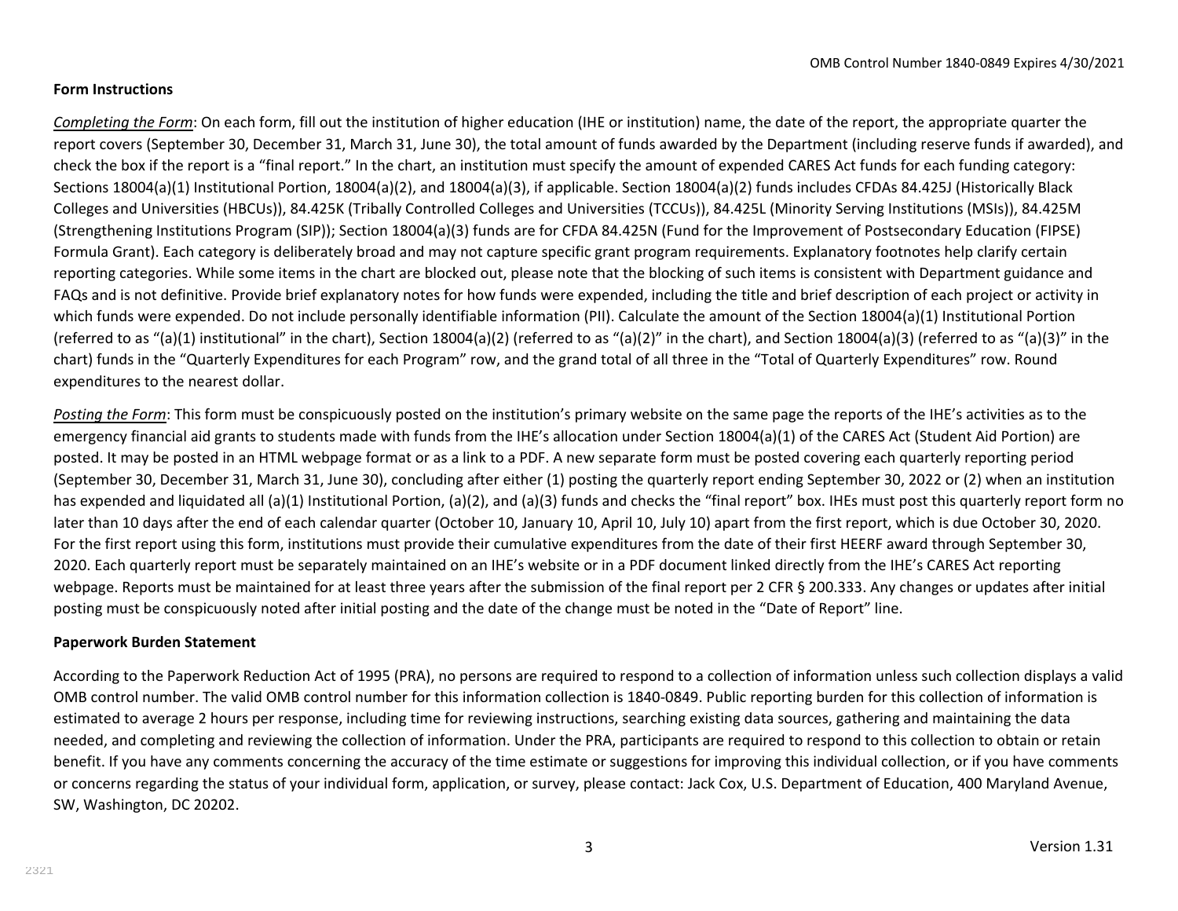**Form Instructions**

*Completing the Form*: On each form, fill out the institution of higher education (IHE or institution) name, the date of the report, the appropriate quarter the report covers (September 30, December 31, March 31, June 30), the total amount of funds awarded by the Department (including reserve funds if awarded), and check the box if the report is a "final report." In the chart, an institution must specify the amount of expended CARES Act funds for each funding category: Sections 18004(a)(1) Institutional Portion, 18004(a)(2), and 18004(a)(3), if applicable. Section 18004(a)(2) funds includes CFDAs 84.425J (Historically Black Colleges and Universities (HBCUs)), 84.425K (Tribally Controlled Colleges and Universities (TCCUs)), 84.425L (Minority Serving Institutions (MSIs)), 84.425M (Strengthening Institutions Program (SIP)); Section 18004(a)(3) funds are for CFDA 84.425N (Fund for the Improvement of Postsecondary Education (FIPSE) Formula Grant). Each category is deliberately broad and may not capture specific grant program requirements. Explanatory footnotes help clarify certain reporting categories. While some items in the chart are blocked out, please note that the blocking of such items is consistent with Department guidance and FAQs and is not definitive. Provide brief explanatory notes for how funds were expended, including the title and brief description of each project or activity in which funds were expended. Do not include personally identifiable information (PII). Calculate the amount of the Section 18004(a)(1) Institutional Portion (referred to as "(a)(1) institutional" in the chart), Section 18004(a)(2) (referred to as "(a)(2)" in the chart), and Section 18004(a)(3) (referred to as "(a)(3)" in the chart) funds in the "Quarterly Expenditures for each Program" row, and the grand total of all three in the "Total of Quarterly Expenditures" row. Round expenditures to the nearest dollar.

*Posting the Form*: This form must be conspicuously posted on the institution's primary website on the same page the reports of the IHE's activities as to the emergency financial aid grants to students made with funds from the IHE's allocation under Section 18004(a)(1) of the CARES Act (Student Aid Portion) are posted. It may be posted in an HTML webpage format or as a link to a PDF. A new separate form must be posted covering each quarterly reporting period (September 30, December 31, March 31, June 30), concluding after either (1) posting the quarterly report ending September 30, 2022 or (2) when an institution has expended and liquidated all (a)(1) Institutional Portion, (a)(2), and (a)(3) funds and checks the "final report" box. IHEs must post this quarterly report form no later than 10 days after the end of each calendar quarter (October 10, January 10, April 10, July 10) apart from the first report, which is due October 30, 2020. For the first report using this form, institutions must provide their cumulative expenditures from the date of their first HEERF award through September 30, 2020. Each quarterly report must be separately maintained on an IHE's website or in a PDF document linked directly from the IHE's CARES Act reporting webpage. Reports must be maintained for at least three years after the submission of the final report per 2 CFR § 200.333. Any changes or updates after initial posting must be conspicuously noted after initial posting and the date of the change must be noted in the "Date of Report" line.

**Paperwork Burden Statement**

According to the Paperwork Reduction Act of 1995 (PRA), no persons are required to respond to a collection of information unless such collection displays a valid OMB control number. The valid OMB control number for this information collection is 1840-0849. Public reporting burden for this collection of information is estimated to average 2 hours per response, including time for reviewing instructions, searching existing data sources, gathering and maintaining the data needed, and completing and reviewing the collection of information. Under the PRA, participants are required to respond to this collection to obtain or retain benefit. If you have any comments concerning the accuracy of the time estimate or suggestions for improving this individual collection, or if you have comments or concerns regarding the status of your individual form, application, or survey, please contact: Jack Cox, U.S. Department of Education, 400 Maryland Avenue, SW, Washington, DC 20202.